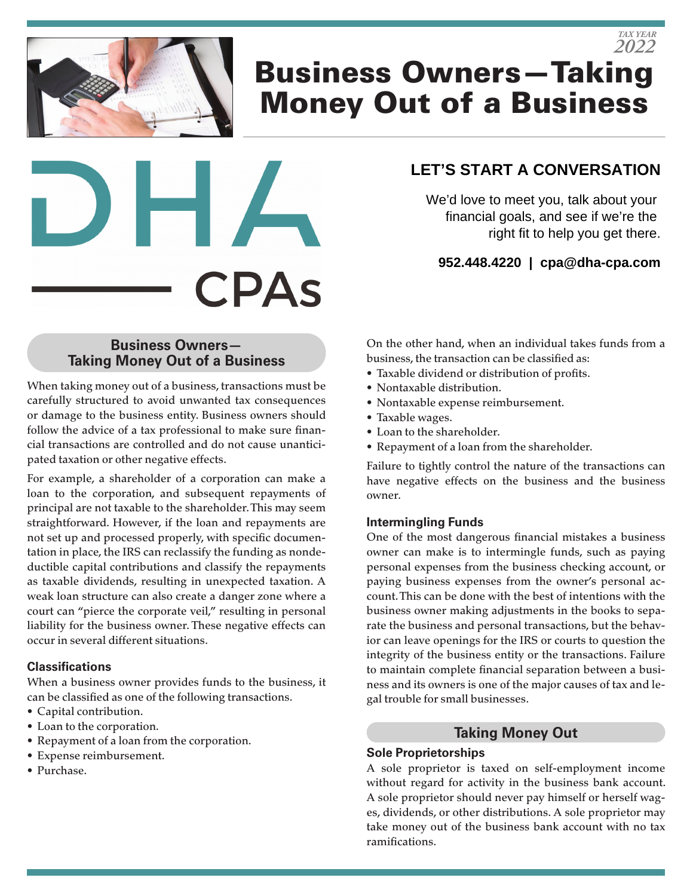TAX YEAR 2022

# Business Owners—Taking Money Out of a Business

DHA CPAs

## LET'S START A CONVERSATION

We'd love to meet you, talk about your financial goals, and see if we're the right fit to help you get there.

**952.448.4220 | cpa@dha-cpa.com**

## Business Owners—Taking Money Out of a Business

When taking money out of a business, transactions must be carefully structured to avoid unwanted tax consequences or damage to the business entity. Business owners should follow the advice of a tax professional to make sure financial transactions are controlled and do not cause unanticipated taxation or other negative effects.

For example, a shareholder of a corporation can make a loan to the corporation, and subsequent repayments of principal are not taxable to the shareholder. This may seem straightforward. However, if the loan and repayments are not set up and processed properly, with specific documentation in place, the IRS can reclassify the funding as nondeductible capital contributions and classify the repayments as taxable dividends, resulting in unexpected taxation. A weak loan structure can also create a danger zone where a court can "pierce the corporate veil," resulting in personal liability for the business owner. These negative effects can occur in several different situations.

### Classifications

When a business owner provides funds to the business, it can be classified as one of the following transactions.

- Capital contribution.
- Loan to the corporation.
- Repayment of a loan from the corporation.
- Expense reimbursement.
- Purchase.

On the other hand, when an individual takes funds from a business, the transaction can be classified as:

- Taxable dividend or distribution of profits.
- Nontaxable distribution.
- Nontaxable expense reimbursement.
- Taxable wages.
- Loan to the shareholder.
- Repayment of a loan from the shareholder.

Failure to tightly control the nature of the transactions can have negative effects on the business and the business owner.

### Intermingling Funds

One of the most dangerous financial mistakes a business owner can make is to intermingle funds, such as paying personal expenses from the business checking account, or paying business expenses from the owner's personal account. This can be done with the best of intentions with the business owner making adjustments in the books to separate the business and personal transactions, but the behavior can leave openings for the IRS or courts to question the integrity of the business entity or the transactions. Failure to maintain complete financial separation between a business and its owners is one of the major causes of tax and legal trouble for small businesses.

## Taking Money Out

### Sole Proprietorships

A sole proprietor is taxed on self-employment income without regard for activity in the business bank account. A sole proprietor should never pay himself or herself wages, dividends, or other distributions. A sole proprietor may take money out of the business bank account with no tax ramifications.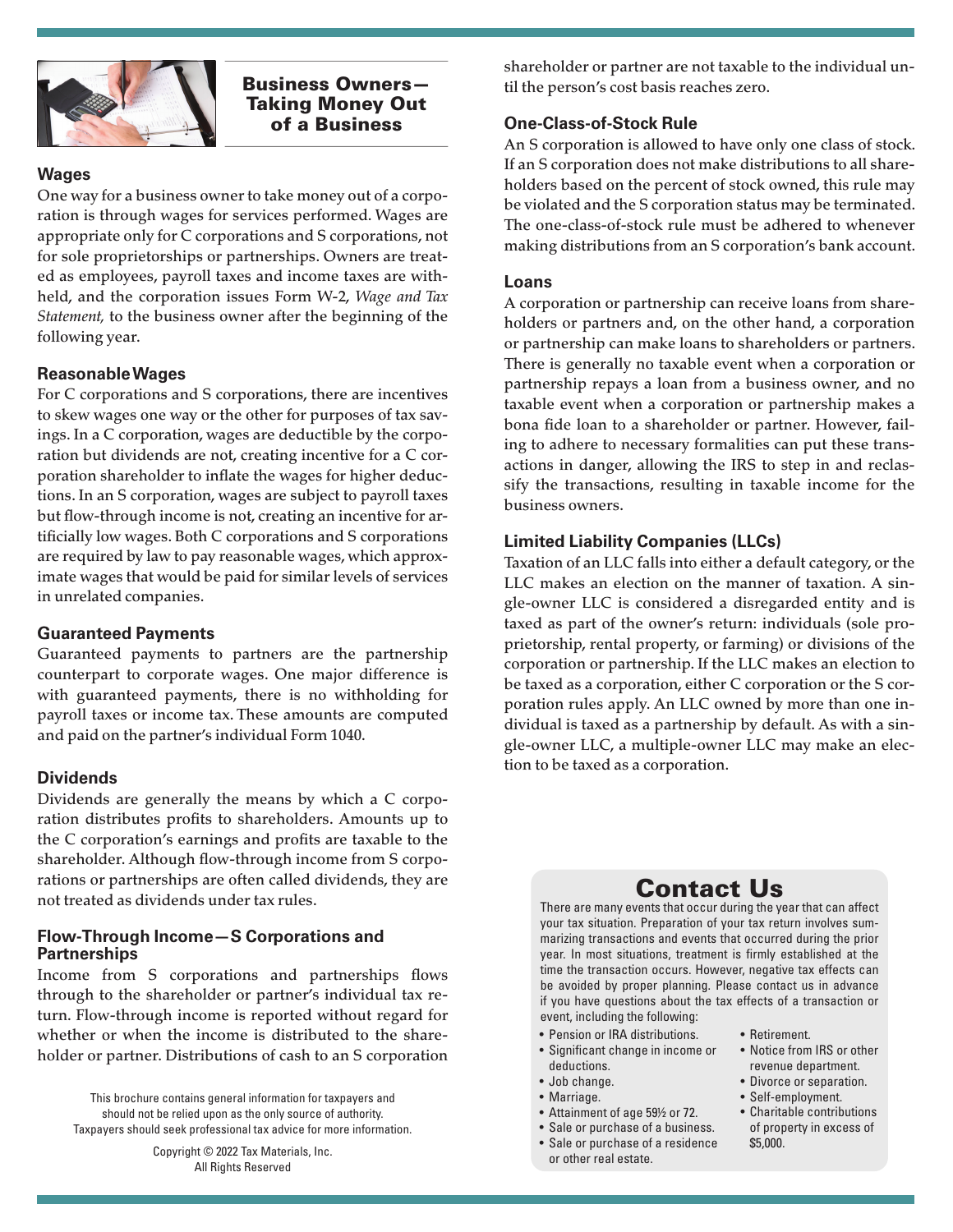# Business Owners— Taking Money Out of a Business

## Wages

One way for a business owner to take money out of a corporation is through wages for services performed. Wages are appropriate only for C corporations and S corporations, not for sole proprietorships or partnerships. Owners are treated as employees, payroll taxes and income taxes are withheld, and the corporation issues Form W-2, *Wage and Tax Statement,* to the business owner after the beginning of the following year.

## Reasonable Wages

For C corporations and S corporations, there are incentives to skew wages one way or the other for purposes of tax savings. In a C corporation, wages are deductible by the corporation but dividends are not, creating incentive for a C corporation shareholder to inflate the wages for higher deductions. In an S corporation, wages are subject to payroll taxes but flow-through income is not, creating an incentive for artificially low wages. Both C corporations and S corporations are required by law to pay reasonable wages, which approximate wages that would be paid for similar levels of services in unrelated companies.

## Guaranteed Payments

Guaranteed payments to partners are the partnership counterpart to corporate wages. One major difference is with guaranteed payments, there is no withholding for payroll taxes or income tax. These amounts are computed and paid on the partner's individual Form 1040.

## Dividends

Dividends are generally the means by which a C corporation distributes profits to shareholders. Amounts up to the C corporation's earnings and profits are taxable to the shareholder. Although flow-through income from S corporations or partnerships are often called dividends, they are not treated as dividends under tax rules.

## Flow-Through Income—S Corporations and Partnerships

Income from S corporations and partnerships flows through to the shareholder or partner's individual tax return. Flow-through income is reported without regard for whether or when the income is distributed to the shareholder or partner. Distributions of cash to an S corporation shareholder or partner are not taxable to the individual until the person's cost basis reaches zero.

## One-Class-of-Stock Rule

An S corporation is allowed to have only one class of stock. If an S corporation does not make distributions to all shareholders based on the percent of stock owned, this rule may be violated and the S corporation status may be terminated. The one-class-of-stock rule must be adhered to whenever making distributions from an S corporation's bank account.

## Loans

A corporation or partnership can receive loans from shareholders or partners and, on the other hand, a corporation or partnership can make loans to shareholders or partners. There is generally no taxable event when a corporation or partnership repays a loan from a business owner, and no taxable event when a corporation or partnership makes a bona fide loan to a shareholder or partner. However, failing to adhere to necessary formalities can put these transactions in danger, allowing the IRS to step in and reclassify the transactions, resulting in taxable income for the business owners.

## Limited Liability Companies (LLCs)

Taxation of an LLC falls into either a default category, or the LLC makes an election on the manner of taxation. A single-owner LLC is considered a disregarded entity and is taxed as part of the owner's return: individuals (sole proprietorship, rental property, or farming) or divisions of the corporation or partnership. If the LLC makes an election to be taxed as a corporation, either C corporation or the S corporation rules apply. An LLC owned by more than one individual is taxed as a partnership by default. As with a single-owner LLC, a multiple-owner LLC may make an election to be taxed as a corporation.

## Contact Us

There are many events that occur during the year that can affect your tax situation. Preparation of your tax return involves summarizing transactions and events that occurred during the prior year. In most situations, treatment is firmly established at the time the transaction occurs. However, negative tax effects can be avoided by proper planning. Please contact us in advance if you have questions about the tax effects of a transaction or event, including the following:

- Pension or IRA distributions.
- Significant change in income or deductions.
- Job change.
- Marriage.
- Attainment of age 59½ or 72.
- Sale or purchase of a business.
- Sale or purchase of a residence or other real estate.
- Retirement.
- Notice from IRS or other revenue department.
- Divorce or separation.
- Self-employment.
- Charitable contributions of property in excess of $5,000.

This brochure contains general information for taxpayers and should not be relied upon as the only source of authority. Taxpayers should seek professional tax advice for more information.

Copyright © 2022 Tax Materials, Inc.
All Rights Reserved